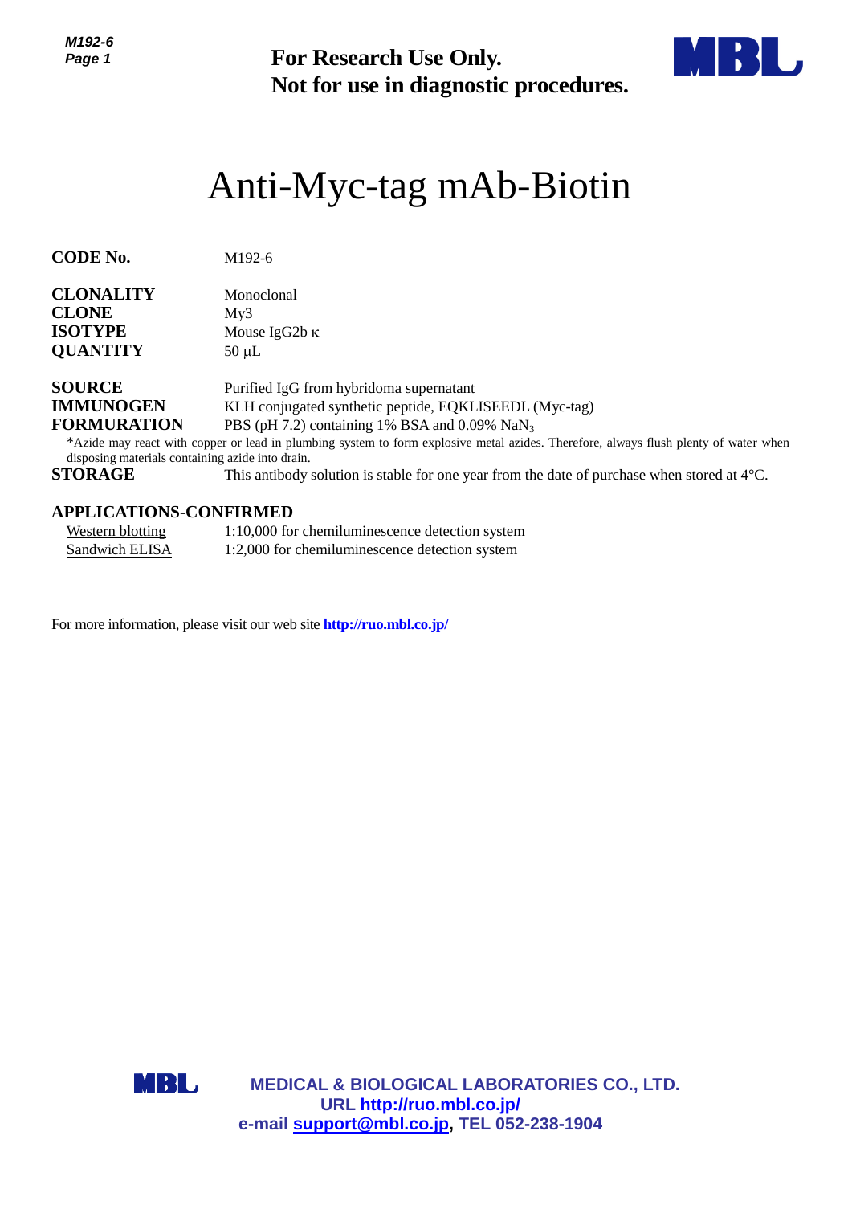**For Research Use Only.**
**Not for use in diagnostic procedures.**

# Anti-Myc-tag mAb-Biotin

**CODE No.** M192-6

**CLONALITY** Monoclonal
**CLONE** My3
**ISOTYPE** Mouse IgG2b κ
**QUANTITY** 50 μL

**SOURCE** Purified IgG from hybridoma supernatant
**IMMUNOGEN** KLH conjugated synthetic peptide, EQKLISEEDL (Myc-tag)
**FORMURATION** PBS (pH 7.2) containing 1% BSA and 0.09% $NaN_3$

*Azide may react with copper or lead in plumbing system to form explosive metal azides. Therefore, always flush plenty of water when disposing materials containing azide into drain.

**STORAGE** This antibody solution is stable for one year from the date of purchase when stored at 4°C.

## APPLICATIONS-CONFIRMED

| Application | Dilution |
|---|---|
| Western blotting | 1:10,000 for chemiluminescence detection system |
| Sandwich ELISA | 1:2,000 for chemiluminescence detection system |

For more information, please visit our web site **http://ruo.mbl.co.jp/**

**MEDICAL & BIOLOGICAL LABORATORIES CO., LTD.**
**URL http://ruo.mbl.co.jp/**
**e-mail support@mbl.co.jp, TEL 052-238-1904**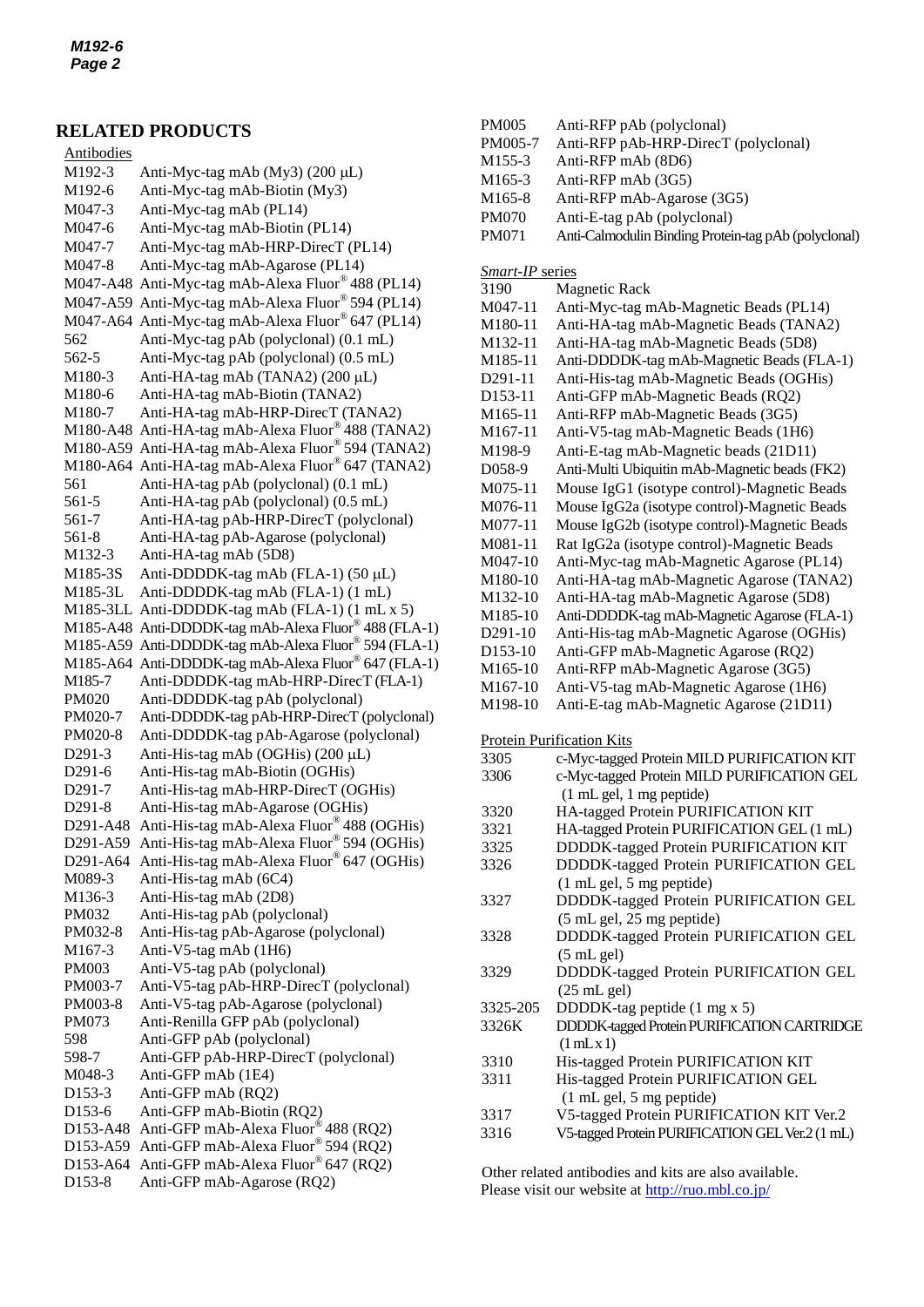## RELATED PRODUCTS

**Antibodies**

| | |
|---|---|
| M192-3 | Anti-Myc-tag mAb (My3) (200 µL) |
| M192-6 | Anti-Myc-tag mAb-Biotin (My3) |
| M047-3 | Anti-Myc-tag mAb (PL14) |
| M047-6 | Anti-Myc-tag mAb-Biotin (PL14) |
| M047-7 | Anti-Myc-tag mAb-HRP-DirecT (PL14) |
| M047-8 | Anti-Myc-tag mAb-Agarose (PL14) |
| M047-A48 | Anti-Myc-tag mAb-Alexa Fluor® 488 (PL14) |
| M047-A59 | Anti-Myc-tag mAb-Alexa Fluor® 594 (PL14) |
| M047-A64 | Anti-Myc-tag mAb-Alexa Fluor® 647 (PL14) |
| 562 | Anti-Myc-tag pAb (polyclonal) (0.1 mL) |
| 562-5 | Anti-Myc-tag pAb (polyclonal) (0.5 mL) |
| M180-3 | Anti-HA-tag mAb (TANA2) (200 µL) |
| M180-6 | Anti-HA-tag mAb-Biotin (TANA2) |
| M180-7 | Anti-HA-tag mAb-HRP-DirecT (TANA2) |
| M180-A48 | Anti-HA-tag mAb-Alexa Fluor® 488 (TANA2) |
| M180-A59 | Anti-HA-tag mAb-Alexa Fluor® 594 (TANA2) |
| M180-A64 | Anti-HA-tag mAb-Alexa Fluor® 647 (TANA2) |
| 561 | Anti-HA-tag pAb (polyclonal) (0.1 mL) |
| 561-5 | Anti-HA-tag pAb (polyclonal) (0.5 mL) |
| 561-7 | Anti-HA-tag pAb-HRP-DirecT (polyclonal) |
| 561-8 | Anti-HA-tag pAb-Agarose (polyclonal) |
| M132-3 | Anti-HA-tag mAb (5D8) |
| M185-3S | Anti-DDDDK-tag mAb (FLA-1) (50 µL) |
| M185-3L | Anti-DDDDK-tag mAb (FLA-1) (1 mL) |
| M185-3LL | Anti-DDDDK-tag mAb (FLA-1) (1 mL x 5) |
| M185-A48 | Anti-DDDDK-tag mAb-Alexa Fluor® 488 (FLA-1) |
| M185-A59 | Anti-DDDDK-tag mAb-Alexa Fluor® 594 (FLA-1) |
| M185-A64 | Anti-DDDDK-tag mAb-Alexa Fluor® 647 (FLA-1) |
| M185-7 | Anti-DDDDK-tag mAb-HRP-DirecT (FLA-1) |
| PM020 | Anti-DDDDK-tag pAb (polyclonal) |
| PM020-7 | Anti-DDDDK-tag pAb-HRP-DirecT (polyclonal) |
| PM020-8 | Anti-DDDDK-tag pAb-Agarose (polyclonal) |
| D291-3 | Anti-His-tag mAb (OGHis) (200 µL) |
| D291-6 | Anti-His-tag mAb-Biotin (OGHis) |
| D291-7 | Anti-His-tag mAb-HRP-DirecT (OGHis) |
| D291-8 | Anti-His-tag mAb-Agarose (OGHis) |
| D291-A48 | Anti-His-tag mAb-Alexa Fluor® 488 (OGHis) |
| D291-A59 | Anti-His-tag mAb-Alexa Fluor® 594 (OGHis) |
| D291-A64 | Anti-His-tag mAb-Alexa Fluor® 647 (OGHis) |
| M089-3 | Anti-His-tag mAb (6C4) |
| M136-3 | Anti-His-tag mAb (2D8) |
| PM032 | Anti-His-tag pAb (polyclonal) |
| PM032-8 | Anti-His-tag pAb-Agarose (polyclonal) |
| M167-3 | Anti-V5-tag mAb (1H6) |
| PM003 | Anti-V5-tag pAb (polyclonal) |
| PM003-7 | Anti-V5-tag pAb-HRP-DirecT (polyclonal) |
| PM003-8 | Anti-V5-tag pAb-Agarose (polyclonal) |
| PM073 | Anti-Renilla GFP pAb (polyclonal) |
| 598 | Anti-GFP pAb (polyclonal) |
| 598-7 | Anti-GFP pAb-HRP-DirecT (polyclonal) |
| M048-3 | Anti-GFP mAb (1E4) |
| D153-3 | Anti-GFP mAb (RQ2) |
| D153-6 | Anti-GFP mAb-Biotin (RQ2) |
| D153-A48 | Anti-GFP mAb-Alexa Fluor® 488 (RQ2) |
| D153-A59 | Anti-GFP mAb-Alexa Fluor® 594 (RQ2) |
| D153-A64 | Anti-GFP mAb-Alexa Fluor® 647 (RQ2) |
| D153-8 | Anti-GFP mAb-Agarose (RQ2) |
| PM005 | Anti-RFP pAb (polyclonal) |
| PM005-7 | Anti-RFP pAb-HRP-DirecT (polyclonal) |
| M155-3 | Anti-RFP mAb (8D6) |
| M165-3 | Anti-RFP mAb (3G5) |
| M165-8 | Anti-RFP mAb-Agarose (3G5) |
| PM070 | Anti-E-tag pAb (polyclonal) |
| PM071 | Anti-Calmodulin Binding Protein-tag pAb (polyclonal) |

***Smart-IP* series**

| | |
|---|---|
| 3190 | Magnetic Rack |
| M047-11 | Anti-Myc-tag mAb-Magnetic Beads (PL14) |
| M180-11 | Anti-HA-tag mAb-Magnetic Beads (TANA2) |
| M132-11 | Anti-HA-tag mAb-Magnetic Beads (5D8) |
| M185-11 | Anti-DDDDK-tag mAb-Magnetic Beads (FLA-1) |
| D291-11 | Anti-His-tag mAb-Magnetic Beads (OGHis) |
| D153-11 | Anti-GFP mAb-Magnetic Beads (RQ2) |
| M165-11 | Anti-RFP mAb-Magnetic Beads (3G5) |
| M167-11 | Anti-V5-tag mAb-Magnetic Beads (1H6) |
| M198-9 | Anti-E-tag mAb-Magnetic beads (21D11) |
| D058-9 | Anti-Multi Ubiquitin mAb-Magnetic beads (FK2) |
| M075-11 | Mouse IgG1 (isotype control)-Magnetic Beads |
| M076-11 | Mouse IgG2a (isotype control)-Magnetic Beads |
| M077-11 | Mouse IgG2b (isotype control)-Magnetic Beads |
| M081-11 | Rat IgG2a (isotype control)-Magnetic Beads |
| M047-10 | Anti-Myc-tag mAb-Magnetic Agarose (PL14) |
| M180-10 | Anti-HA-tag mAb-Magnetic Agarose (TANA2) |
| M132-10 | Anti-HA-tag mAb-Magnetic Agarose (5D8) |
| M185-10 | Anti-DDDDK-tag mAb-Magnetic Agarose (FLA-1) |
| D291-10 | Anti-His-tag mAb-Magnetic Agarose (OGHis) |
| D153-10 | Anti-GFP mAb-Magnetic Agarose (RQ2) |
| M165-10 | Anti-RFP mAb-Magnetic Agarose (3G5) |
| M167-10 | Anti-V5-tag mAb-Magnetic Agarose (1H6) |
| M198-10 | Anti-E-tag mAb-Magnetic Agarose (21D11) |

**Protein Purification Kits**

| | |
|---|---|
| 3305 | c-Myc-tagged Protein MILD PURIFICATION KIT |
| 3306 | c-Myc-tagged Protein MILD PURIFICATION GEL (1 mL gel, 1 mg peptide) |
| 3320 | HA-tagged Protein PURIFICATION KIT |
| 3321 | HA-tagged Protein PURIFICATION GEL (1 mL) |
| 3325 | DDDDK-tagged Protein PURIFICATION KIT |
| 3326 | DDDDK-tagged Protein PURIFICATION GEL (1 mL gel, 5 mg peptide) |
| 3327 | DDDDK-tagged Protein PURIFICATION GEL (5 mL gel, 25 mg peptide) |
| 3328 | DDDDK-tagged Protein PURIFICATION GEL (5 mL gel) |
| 3329 | DDDDK-tagged Protein PURIFICATION GEL (25 mL gel) |
| 3325-205 | DDDDK-tag peptide (1 mg x 5) |
| 3326K | DDDDK-tagged Protein PURIFICATION CARTRIDGE (1 mL x 1) |
| 3310 | His-tagged Protein PURIFICATION KIT |
| 3311 | His-tagged Protein PURIFICATION GEL (1 mL gel, 5 mg peptide) |
| 3317 | V5-tagged Protein PURIFICATION KIT Ver.2 |
| 3316 | V5-tagged Protein PURIFICATION GEL Ver.2 (1 mL) |

Other related antibodies and kits are also available.
Please visit our website at http://ruo.mbl.co.jp/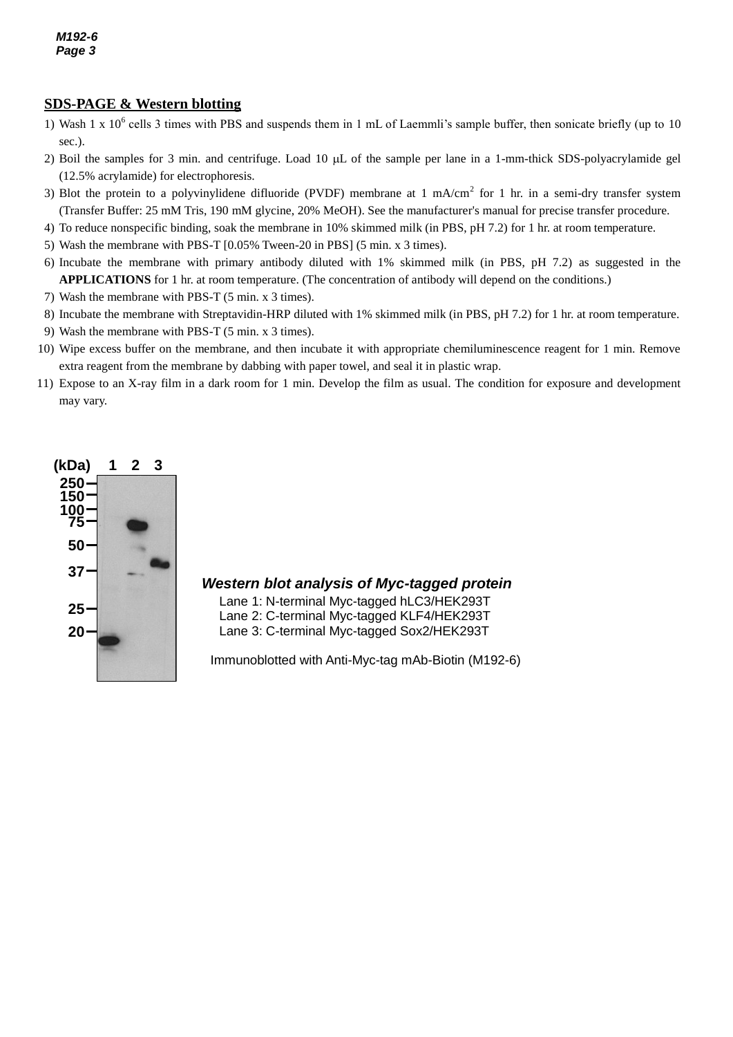## SDS-PAGE & Western blotting

1) Wash 1 x $10^6$ cells 3 times with PBS and suspends them in 1 mL of Laemmli's sample buffer, then sonicate briefly (up to 10 sec.).
2) Boil the samples for 3 min. and centrifuge. Load 10 μL of the sample per lane in a 1-mm-thick SDS-polyacrylamide gel (12.5% acrylamide) for electrophoresis.
3) Blot the protein to a polyvinylidene difluoride (PVDF) membrane at 1 mA/$cm^2$ for 1 hr. in a semi-dry transfer system (Transfer Buffer: 25 mM Tris, 190 mM glycine, 20% MeOH). See the manufacturer's manual for precise transfer procedure.
4) To reduce nonspecific binding, soak the membrane in 10% skimmed milk (in PBS, pH 7.2) for 1 hr. at room temperature.
5) Wash the membrane with PBS-T [0.05% Tween-20 in PBS] (5 min. x 3 times).
6) Incubate the membrane with primary antibody diluted with 1% skimmed milk (in PBS, pH 7.2) as suggested in the **APPLICATIONS** for 1 hr. at room temperature. (The concentration of antibody will depend on the conditions.)
7) Wash the membrane with PBS-T (5 min. x 3 times).
8) Incubate the membrane with Streptavidin-HRP diluted with 1% skimmed milk (in PBS, pH 7.2) for 1 hr. at room temperature.
9) Wash the membrane with PBS-T (5 min. x 3 times).
10) Wipe excess buffer on the membrane, and then incubate it with appropriate chemiluminescence reagent for 1 min. Remove extra reagent from the membrane by dabbing with paper towel, and seal it in plastic wrap.
11) Expose to an X-ray film in a dark room for 1 min. Develop the film as usual. The condition for exposure and development may vary.

***Western blot analysis of Myc-tagged protein***

Lane 1: N-terminal Myc-tagged hLC3/HEK293T
Lane 2: C-terminal Myc-tagged KLF4/HEK293T
Lane 3: C-terminal Myc-tagged Sox2/HEK293T

Immunoblotted with Anti-Myc-tag mAb-Biotin (M192-6)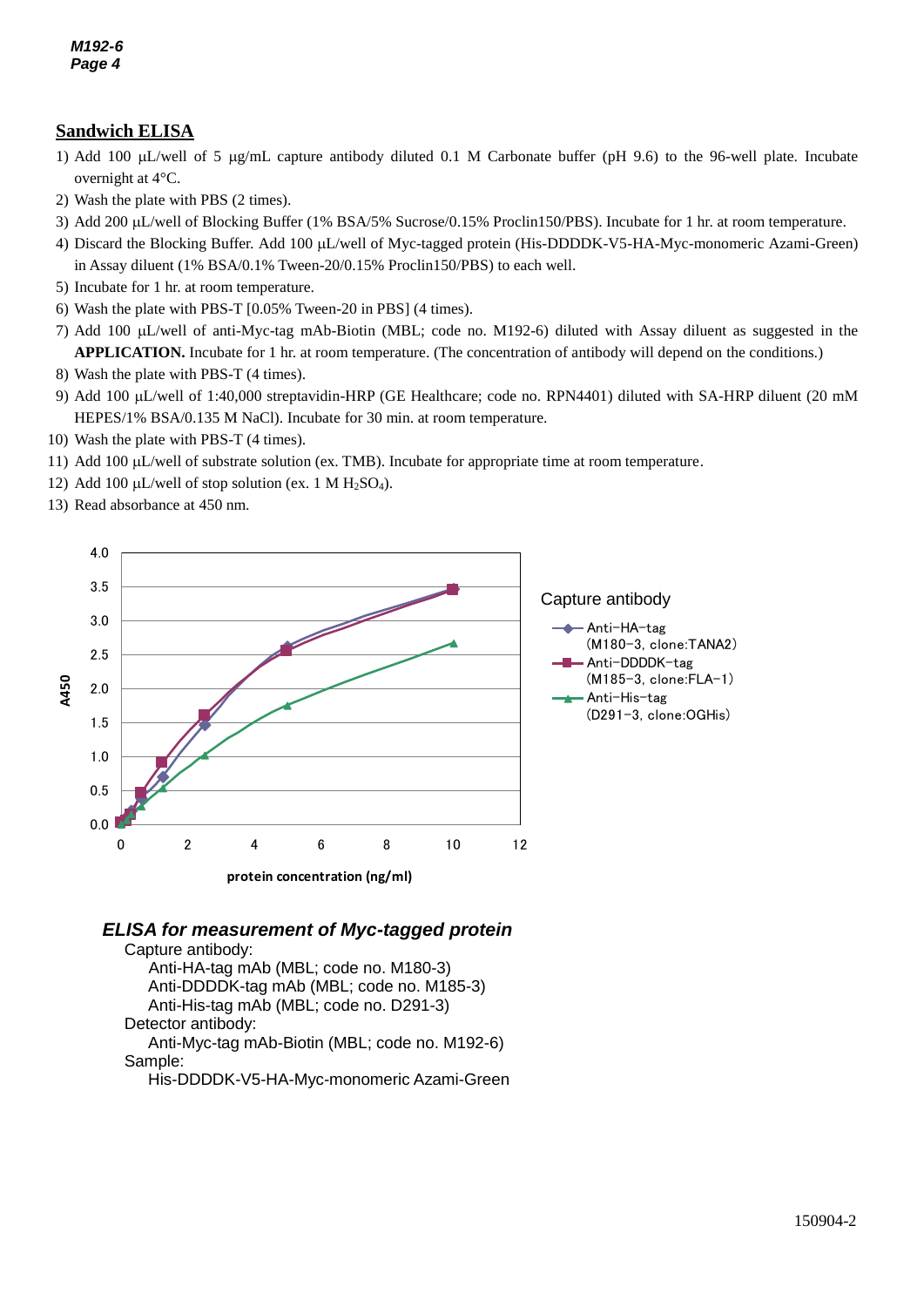## Sandwich ELISA

1) Add 100 μL/well of 5 μg/mL capture antibody diluted 0.1 M Carbonate buffer (pH 9.6) to the 96-well plate. Incubate overnight at 4°C.
2) Wash the plate with PBS (2 times).
3) Add 200 μL/well of Blocking Buffer (1% BSA/5% Sucrose/0.15% Proclin150/PBS). Incubate for 1 hr. at room temperature.
4) Discard the Blocking Buffer. Add 100 μL/well of Myc-tagged protein (His-DDDDK-V5-HA-Myc-monomeric Azami-Green) in Assay diluent (1% BSA/0.1% Tween-20/0.15% Proclin150/PBS) to each well.
5) Incubate for 1 hr. at room temperature.
6) Wash the plate with PBS-T [0.05% Tween-20 in PBS] (4 times).
7) Add 100 μL/well of anti-Myc-tag mAb-Biotin (MBL; code no. M192-6) diluted with Assay diluent as suggested in the **APPLICATION.** Incubate for 1 hr. at room temperature. (The concentration of antibody will depend on the conditions.)
8) Wash the plate with PBS-T (4 times).
9) Add 100 μL/well of 1:40,000 streptavidin-HRP (GE Healthcare; code no. RPN4401) diluted with SA-HRP diluent (20 mM HEPES/1% BSA/0.135 M NaCl). Incubate for 30 min. at room temperature.
10) Wash the plate with PBS-T (4 times).
11) Add 100 μL/well of substrate solution (ex. TMB). Incubate for appropriate time at room temperature.
12) Add 100 μL/well of stop solution (ex. 1 M $H_2SO_4$).
13) Read absorbance at 450 nm.

A450

4.0
3.5
3.0
2.5
2.0
1.5
1.0
0.5
0.0

0
2
4
6
8
10
12

protein concentration (ng/ml)

Capture antibody

Anti-HA-tag (M180-3, clone:TANA2)

Anti-DDDDK-tag (M185-3, clone:FLA-1)

Anti-His-tag (D291-3, clone:OGHis)

***ELISA for measurement of Myc-tagged protein***

Capture antibody:
Anti-HA-tag mAb (MBL; code no. M180-3)
Anti-DDDDK-tag mAb (MBL; code no. M185-3)
Anti-His-tag mAb (MBL; code no. D291-3)

Detector antibody:
Anti-Myc-tag mAb-Biotin (MBL; code no. M192-6)

Sample:
His-DDDDK-V5-HA-Myc-monomeric Azami-Green

150904-2